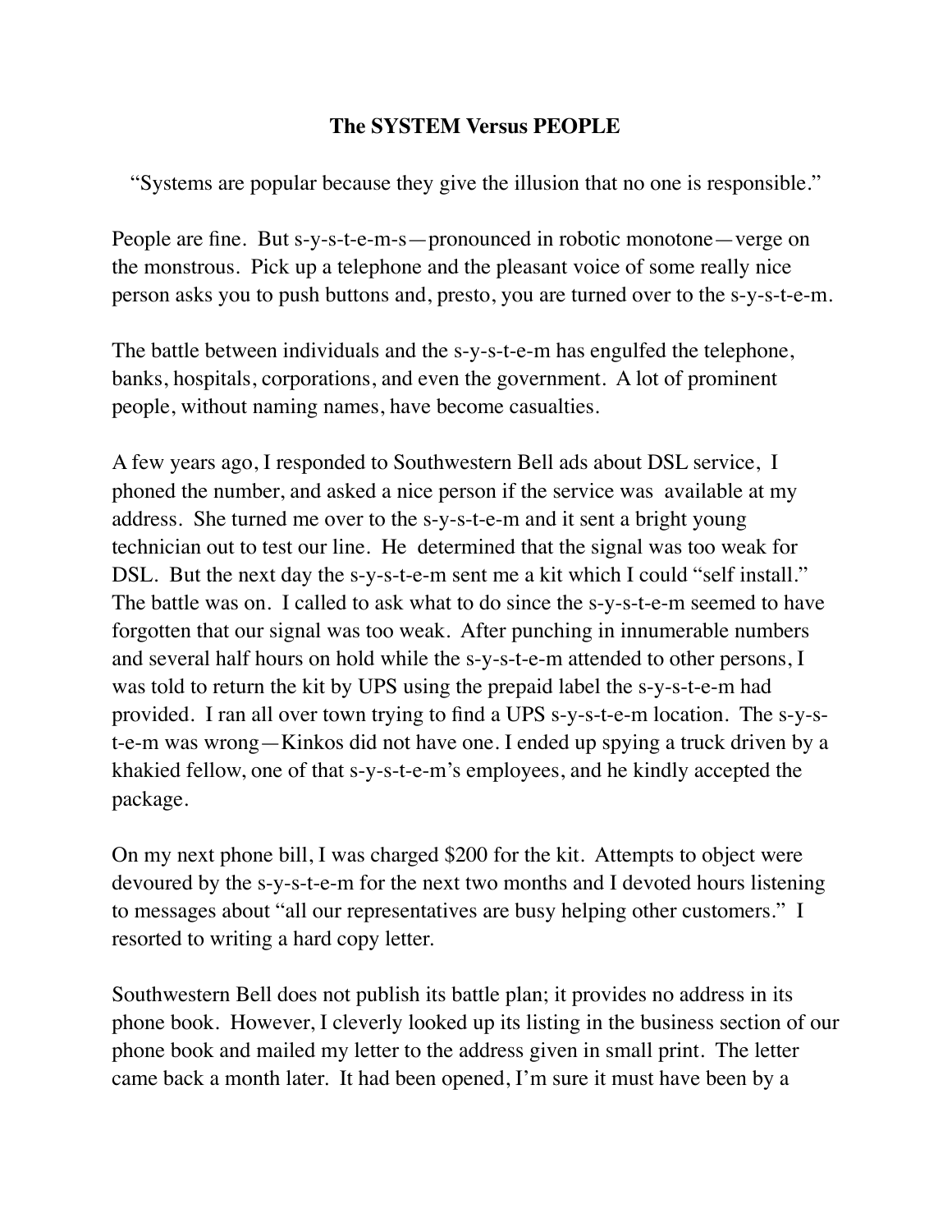**The SYSTEM Versus PEOPLE**

"Systems are popular because they give the illusion that no one is responsible."

People are fine. But s-y-s-t-e-m-s—pronounced in robotic monotone—verge on the monstrous. Pick up a telephone and the pleasant voice of some really nice person asks you to push buttons and, presto, you are turned over to the s-y-s-t-e-m.

The battle between individuals and the s-y-s-t-e-m has engulfed the telephone, banks, hospitals, corporations, and even the government. A lot of prominent people, without naming names, have become casualties.

A few years ago, I responded to Southwestern Bell ads about DSL service, I phoned the number, and asked a nice person if the service was available at my address. She turned me over to the s-y-s-t-e-m and it sent a bright young technician out to test our line. He determined that the signal was too weak for DSL. But the next day the s-y-s-t-e-m sent me a kit which I could "self install." The battle was on. I called to ask what to do since the s-y-s-t-e-m seemed to have forgotten that our signal was too weak. After punching in innumerable numbers and several half hours on hold while the s-y-s-t-e-m attended to other persons, I was told to return the kit by UPS using the prepaid label the s-y-s-t-e-m had provided. I ran all over town trying to find a UPS s-y-s-t-e-m location. The s-y-s-t-e-m was wrong—Kinkos did not have one. I ended up spying a truck driven by a khakied fellow, one of that s-y-s-t-e-m's employees, and he kindly accepted the package.

On my next phone bill, I was charged $200 for the kit. Attempts to object were devoured by the s-y-s-t-e-m for the next two months and I devoted hours listening to messages about "all our representatives are busy helping other customers." I resorted to writing a hard copy letter.

Southwestern Bell does not publish its battle plan; it provides no address in its phone book. However, I cleverly looked up its listing in the business section of our phone book and mailed my letter to the address given in small print. The letter came back a month later. It had been opened, I'm sure it must have been by a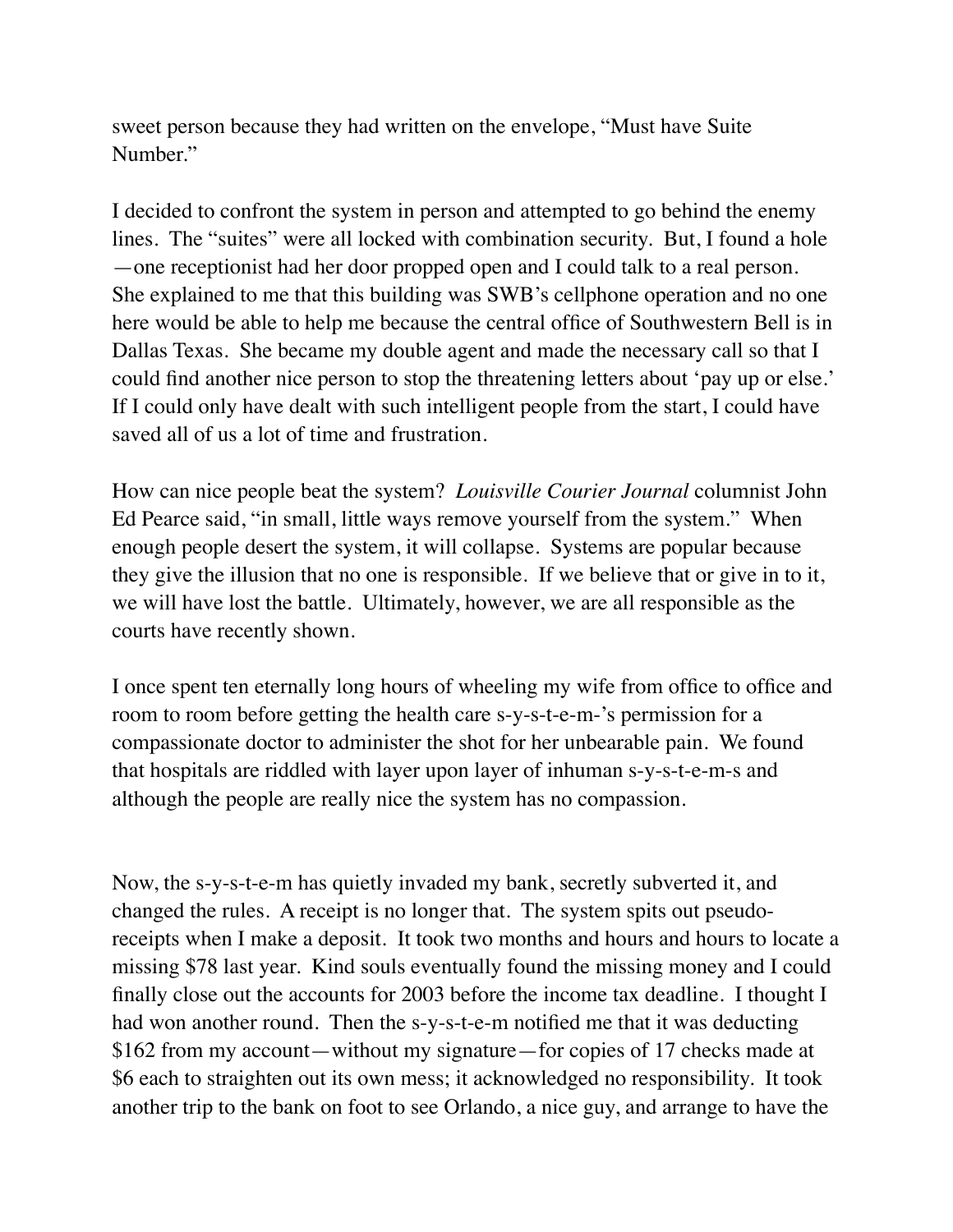sweet person because they had written on the envelope, "Must have Suite Number."

I decided to confront the system in person and attempted to go behind the enemy lines. The "suites" were all locked with combination security. But, I found a hole—one receptionist had her door propped open and I could talk to a real person. She explained to me that this building was SWB's cellphone operation and no one here would be able to help me because the central office of Southwestern Bell is in Dallas Texas. She became my double agent and made the necessary call so that I could find another nice person to stop the threatening letters about 'pay up or else.' If I could only have dealt with such intelligent people from the start, I could have saved all of us a lot of time and frustration.

How can nice people beat the system? *Louisville Courier Journal* columnist John Ed Pearce said, "in small, little ways remove yourself from the system." When enough people desert the system, it will collapse. Systems are popular because they give the illusion that no one is responsible. If we believe that or give in to it, we will have lost the battle. Ultimately, however, we are all responsible as the courts have recently shown.

I once spent ten eternally long hours of wheeling my wife from office to office and room to room before getting the health care s-y-s-t-e-m-'s permission for a compassionate doctor to administer the shot for her unbearable pain. We found that hospitals are riddled with layer upon layer of inhuman s-y-s-t-e-m-s and although the people are really nice the system has no compassion.

Now, the s-y-s-t-e-m has quietly invaded my bank, secretly subverted it, and changed the rules. A receipt is no longer that. The system spits out pseudo-receipts when I make a deposit. It took two months and hours and hours to locate a missing $78 last year. Kind souls eventually found the missing money and I could finally close out the accounts for 2003 before the income tax deadline. I thought I had won another round. Then the s-y-s-t-e-m notified me that it was deducting $162 from my account—without my signature—for copies of 17 checks made at $6 each to straighten out its own mess; it acknowledged no responsibility. It took another trip to the bank on foot to see Orlando, a nice guy, and arrange to have the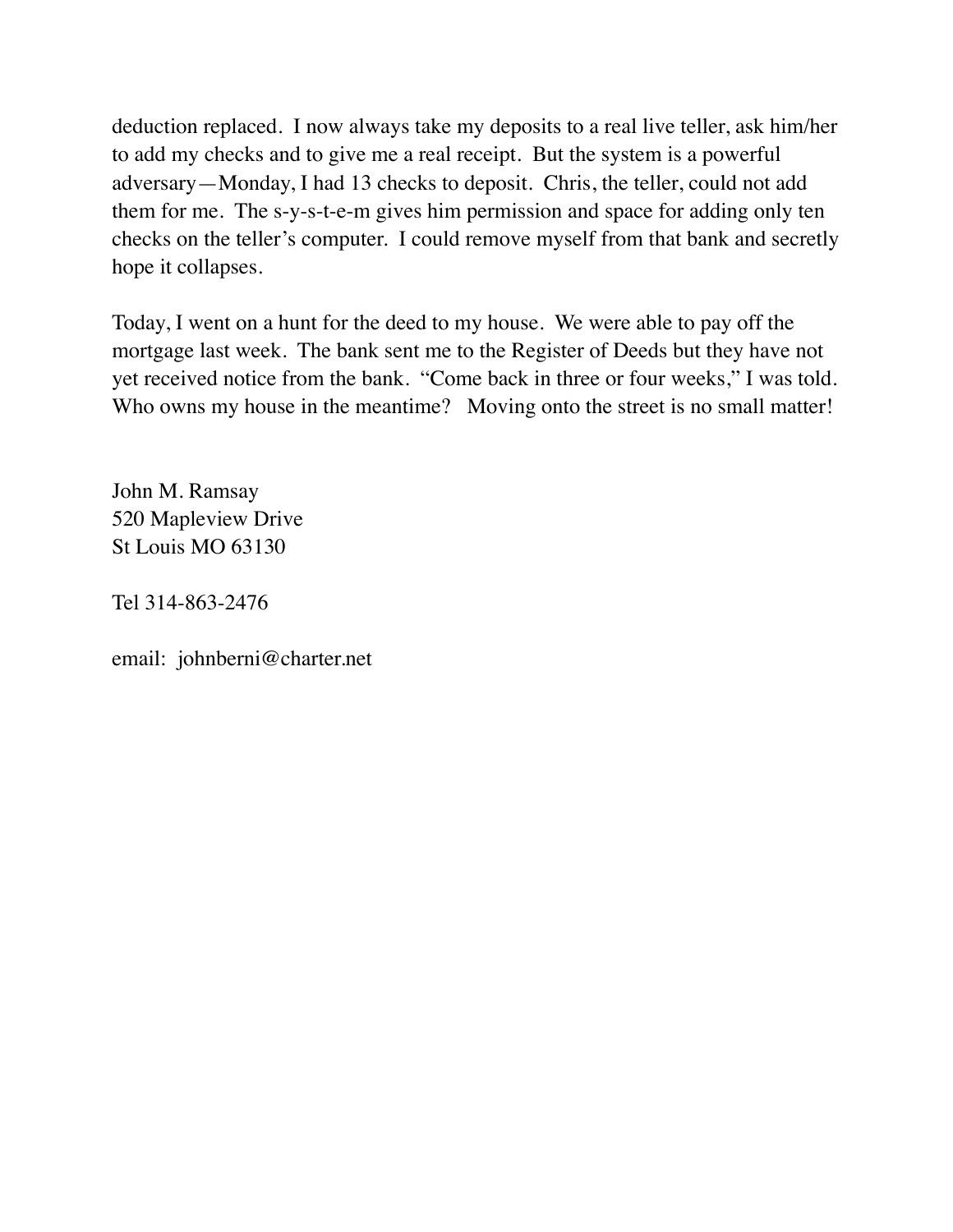deduction replaced. I now always take my deposits to a real live teller, ask him/her to add my checks and to give me a real receipt. But the system is a powerful adversary—Monday, I had 13 checks to deposit. Chris, the teller, could not add them for me. The s-y-s-t-e-m gives him permission and space for adding only ten checks on the teller's computer. I could remove myself from that bank and secretly hope it collapses.

Today, I went on a hunt for the deed to my house. We were able to pay off the mortgage last week. The bank sent me to the Register of Deeds but they have not yet received notice from the bank. "Come back in three or four weeks," I was told. Who owns my house in the meantime? Moving onto the street is no small matter!

John M. Ramsay
520 Mapleview Drive
St Louis MO 63130

Tel 314-863-2476

email: johnberni@charter.net